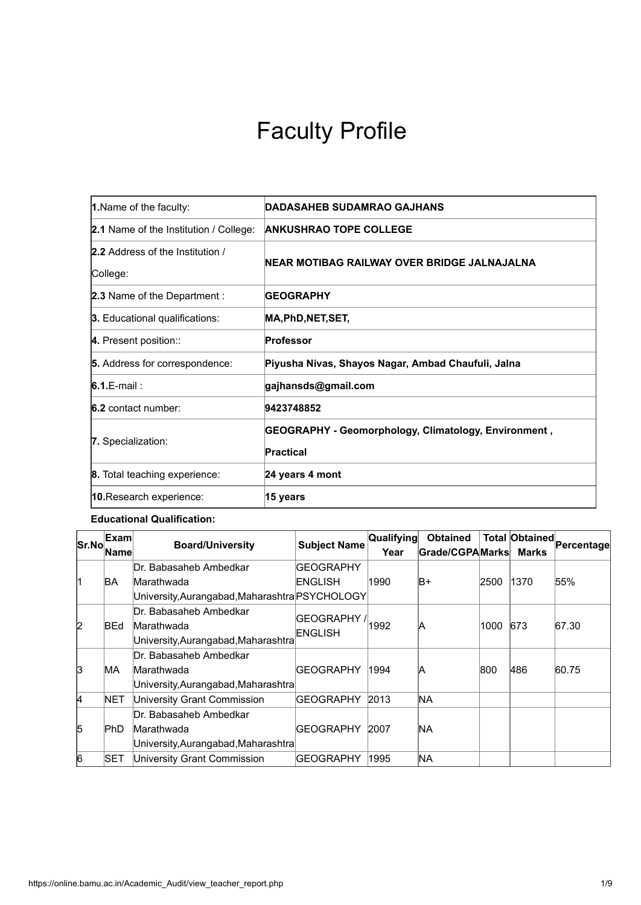# Faculty Profile

| | |
|---|---|
| **1.** Name of the faculty: | **DADASAHEB SUDAMRAO GAJHANS** |
| **2.1** Name of the Institution / College: | **ANKUSHRAO TOPE COLLEGE** |
| **2.2** Address of the Institution / College: | **NEAR MOTIBAG RAILWAY OVER BRIDGE JALNAJALNA** |
| **2.3** Name of the Department : | **GEOGRAPHY** |
| **3.** Educational qualifications: | **MA,PhD,NET,SET,** |
| **4.** Present position:: | **Professor** |
| **5.** Address for correspondence: | **Piyusha Nivas, Shayos Nagar, Ambad Chaufuli, Jalna** |
| **6.1.** E-mail : | **gajhansds@gmail.com** |
| **6.2** contact number: | **9423748852** |
| **7.** Specialization: | **GEOGRAPHY - Geomorphology, Climatology, Environment , Practical** |
| **8.** Total teaching experience: | **24 years 4 mont** |
| **10.** Research experience: | **15 years** |

**Educational Qualification:**

| Sr.No | Exam Name | Board/University | Subject Name | Qualifying Year | Obtained Grade/CGPA | Total Marks | Obtained Marks | Percentage |
|---|---|---|---|---|---|---|---|---|
| 1 | BA | Dr. Babasaheb Ambedkar Marathwada University,Aurangabad,Maharashtra | GEOGRAPHY ENGLISH PSYCHOLOGY | 1990 | B+ | 2500 | 1370 | 55% |
| 2 | BEd | Dr. Babasaheb Ambedkar Marathwada University,Aurangabad,Maharashtra | GEOGRAPHY / ENGLISH | 1992 | A | 1000 | 673 | 67.30 |
| 3 | MA | Dr. Babasaheb Ambedkar Marathwada University,Aurangabad,Maharashtra | GEOGRAPHY | 1994 | A | 800 | 486 | 60.75 |
| 4 | NET | University Grant Commission | GEOGRAPHY | 2013 | NA | | | |
| 5 | PhD | Dr. Babasaheb Ambedkar Marathwada University,Aurangabad,Maharashtra | GEOGRAPHY | 2007 | NA | | | |
| 6 | SET | University Grant Commission | GEOGRAPHY | 1995 | NA | | | |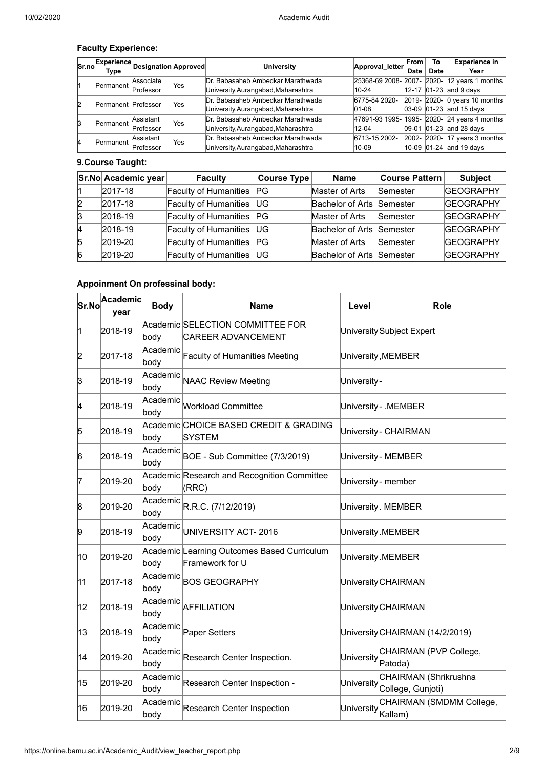### Faculty Experience:

| Sr.no | Experience Type | Designation | Approved | University | Approval_letter | From Date | To Date | Experience in Year |
|---|---|---|---|---|---|---|---|---|
| 1 | Permanent | Associate Professor | Yes | Dr. Babasaheb Ambedkar Marathwada University,Aurangabad,Maharashtra | 25368-69 2008-10-24 | 2007-12-17 | 2020-01-23 | 12 years 1 months and 9 days |
| 2 | Permanent | Professor | Yes | Dr. Babasaheb Ambedkar Marathwada University,Aurangabad,Maharashtra | 6775-84 2020-01-08 | 2019-03-09 | 2020-01-23 | 0 years 10 months and 15 days |
| 3 | Permanent | Assistant Professor | Yes | Dr. Babasaheb Ambedkar Marathwada University,Aurangabad,Maharashtra | 47691-93 1995-12-04 | 1995-09-01 | 2020-01-23 | 24 years 4 months and 28 days |
| 4 | Permanent | Assistant Professor | Yes | Dr. Babasaheb Ambedkar Marathwada University,Aurangabad,Maharashtra | 6713-15 2002-10-09 | 2002-10-09 | 2020-01-24 | 17 years 3 months and 19 days |

### 9.Course Taught:

| Sr.No | Academic year | Faculty | Course Type | Name | Course Pattern | Subject |
|---|---|---|---|---|---|---|
| 1 | 2017-18 | Faculty of Humanities | PG | Master of Arts | Semester | GEOGRAPHY |
| 2 | 2017-18 | Faculty of Humanities | UG | Bachelor of Arts | Semester | GEOGRAPHY |
| 3 | 2018-19 | Faculty of Humanities | PG | Master of Arts | Semester | GEOGRAPHY |
| 4 | 2018-19 | Faculty of Humanities | UG | Bachelor of Arts | Semester | GEOGRAPHY |
| 5 | 2019-20 | Faculty of Humanities | PG | Master of Arts | Semester | GEOGRAPHY |
| 6 | 2019-20 | Faculty of Humanities | UG | Bachelor of Arts | Semester | GEOGRAPHY |

### Appoinment On professinal body:

| Sr.No | Academic year | Body | Name | Level | Role |
|---|---|---|---|---|---|
| 1 | 2018-19 | Academic body | SELECTION COMMITTEE FOR CAREER ADVANCEMENT | University | Subject Expert |
| 2 | 2017-18 | Academic body | Faculty of Humanities Meeting | University | ,MEMBER |
| 3 | 2018-19 | Academic body | NAAC Review Meeting | University | - |
| 4 | 2018-19 | Academic body | Workload Committee | University | - .MEMBER |
| 5 | 2018-19 | Academic body | CHOICE BASED CREDIT & GRADING SYSTEM | University | - CHAIRMAN |
| 6 | 2018-19 | Academic body | BOE - Sub Committee (7/3/2019) | University | - MEMBER |
| 7 | 2019-20 | Academic body | Research and Recognition Committee (RRC) | University | - member |
| 8 | 2019-20 | Academic body | R.R.C. (7/12/2019) | University | . MEMBER |
| 9 | 2018-19 | Academic body | UNIVERSITY ACT- 2016 | University | .MEMBER |
| 10 | 2019-20 | Academic body | Learning Outcomes Based Curriculum Framework for U | University | .MEMBER |
| 11 | 2017-18 | Academic body | BOS GEOGRAPHY | University | CHAIRMAN |
| 12 | 2018-19 | Academic body | AFFILIATION | University | CHAIRMAN |
| 13 | 2018-19 | Academic body | Paper Setters | University | CHAIRMAN (14/2/2019) |
| 14 | 2019-20 | Academic body | Research Center Inspection. | University | CHAIRMAN (PVP College, Patoda) |
| 15 | 2019-20 | Academic body | Research Center Inspection - | University | CHAIRMAN (Shrikrushna College, Gunjoti) |
| 16 | 2019-20 | Academic body | Research Center Inspection | University | CHAIRMAN (SMDMM College, Kallam) |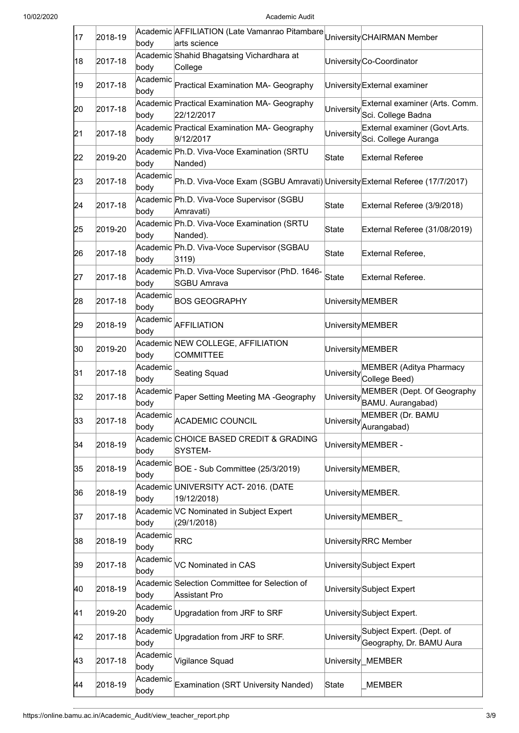| 17 | 2018-19 | Academic body | AFFILIATION (Late Vamanrao Pitambare arts science | University | CHAIRMAN Member |
|---|---|---|---|---|---|
| 18 | 2017-18 | Academic body | Shahid Bhagatsing Vichardhara at College | University | Co-Coordinator |
| 19 | 2017-18 | Academic body | Practical Examination MA- Geography | University | External examiner |
| 20 | 2017-18 | Academic body | Practical Examination MA- Geography 22/12/2017 | University | External examiner (Arts. Comm. Sci. College Badna |
| 21 | 2017-18 | Academic body | Practical Examination MA- Geography 9/12/2017 | University | External examiner (Govt.Arts. Sci. College Auranga |
| 22 | 2019-20 | Academic body | Ph.D. Viva-Voce Examination (SRTU Nanded) | State | External Referee |
| 23 | 2017-18 | Academic body | Ph.D. Viva-Voce Exam (SGBU Amravati) | University | External Referee (17/7/2017) |
| 24 | 2017-18 | Academic body | Ph.D. Viva-Voce Supervisor (SGBU Amravati) | State | External Referee (3/9/2018) |
| 25 | 2019-20 | Academic body | Ph.D. Viva-Voce Examination (SRTU Nanded). | State | External Referee (31/08/2019) |
| 26 | 2017-18 | Academic body | Ph.D. Viva-Voce Supervisor (SGBAU 3119) | State | External Referee, |
| 27 | 2017-18 | Academic body | Ph.D. Viva-Voce Supervisor (PhD. 1646- SGBU Amrava | State | External Referee. |
| 28 | 2017-18 | Academic body | BOS GEOGRAPHY | University | MEMBER |
| 29 | 2018-19 | Academic body | AFFILIATION | University | MEMBER |
| 30 | 2019-20 | Academic body | NEW COLLEGE, AFFILIATION COMMITTEE | University | MEMBER |
| 31 | 2017-18 | Academic body | Seating Squad | University | MEMBER (Aditya Pharmacy College Beed) |
| 32 | 2017-18 | Academic body | Paper Setting Meeting MA -Geography | University | MEMBER (Dept. Of Geography BAMU. Aurangabad) |
| 33 | 2017-18 | Academic body | ACADEMIC COUNCIL | University | MEMBER (Dr. BAMU Aurangabad) |
| 34 | 2018-19 | Academic body | CHOICE BASED CREDIT & GRADING SYSTEM- | University | MEMBER - |
| 35 | 2018-19 | Academic body | BOE - Sub Committee (25/3/2019) | University | MEMBER, |
| 36 | 2018-19 | Academic body | UNIVERSITY ACT- 2016. (DATE 19/12/2018) | University | MEMBER. |
| 37 | 2017-18 | Academic body | VC Nominated in Subject Expert (29/1/2018) | University | MEMBER_ |
| 38 | 2018-19 | Academic body | RRC | University | RRC Member |
| 39 | 2017-18 | Academic body | VC Nominated in CAS | University | Subject Expert |
| 40 | 2018-19 | Academic body | Selection Committee for Selection of Assistant Pro | University | Subject Expert |
| 41 | 2019-20 | Academic body | Upgradation from JRF to SRF | University | Subject Expert. |
| 42 | 2017-18 | Academic body | Upgradation from JRF to SRF. | University | Subject Expert. (Dept. of Geography, Dr. BAMU Aura |
| 43 | 2017-18 | Academic body | Vigilance Squad | University | _MEMBER |
| 44 | 2018-19 | Academic body | Examination (SRT University Nanded) | State | _MEMBER |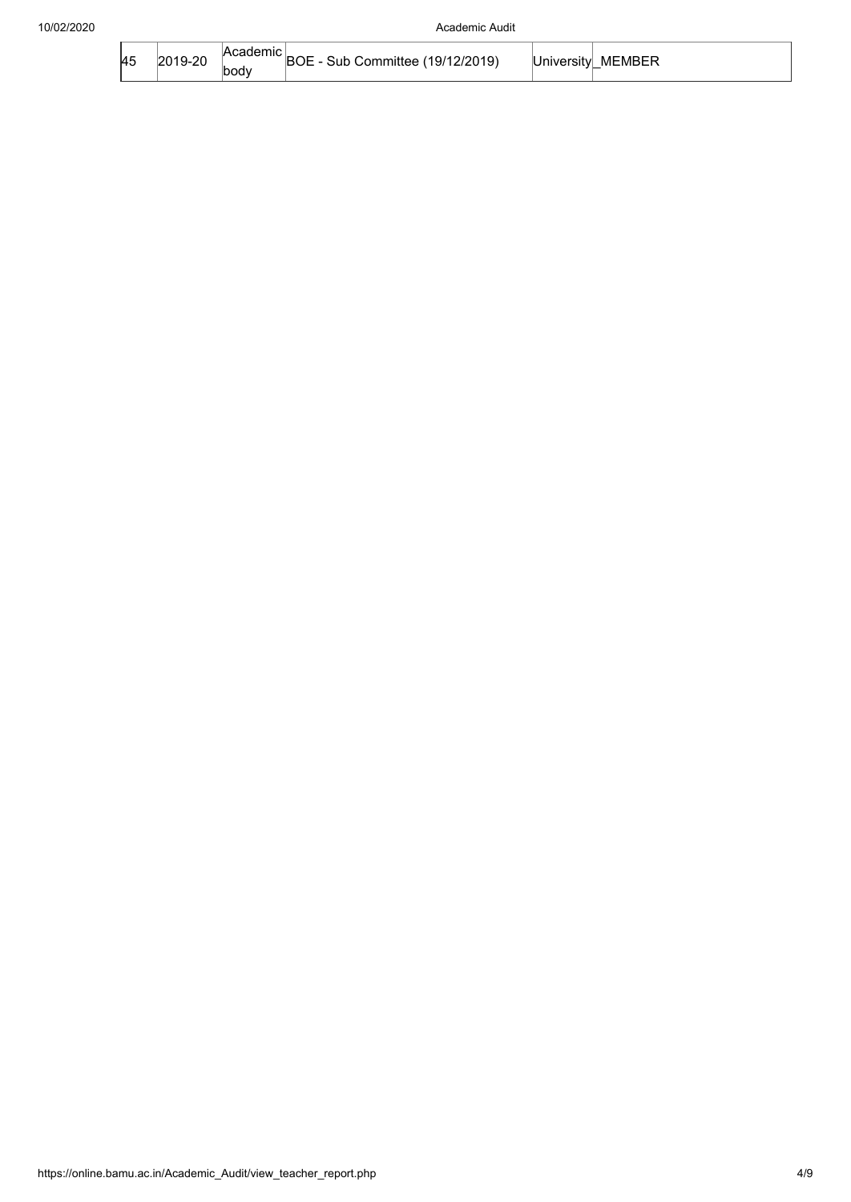| 45 | 2019-20 | Academic body | BOE - Sub Committee (19/12/2019) | University | _MEMBER |
|---|---|---|---|---|---|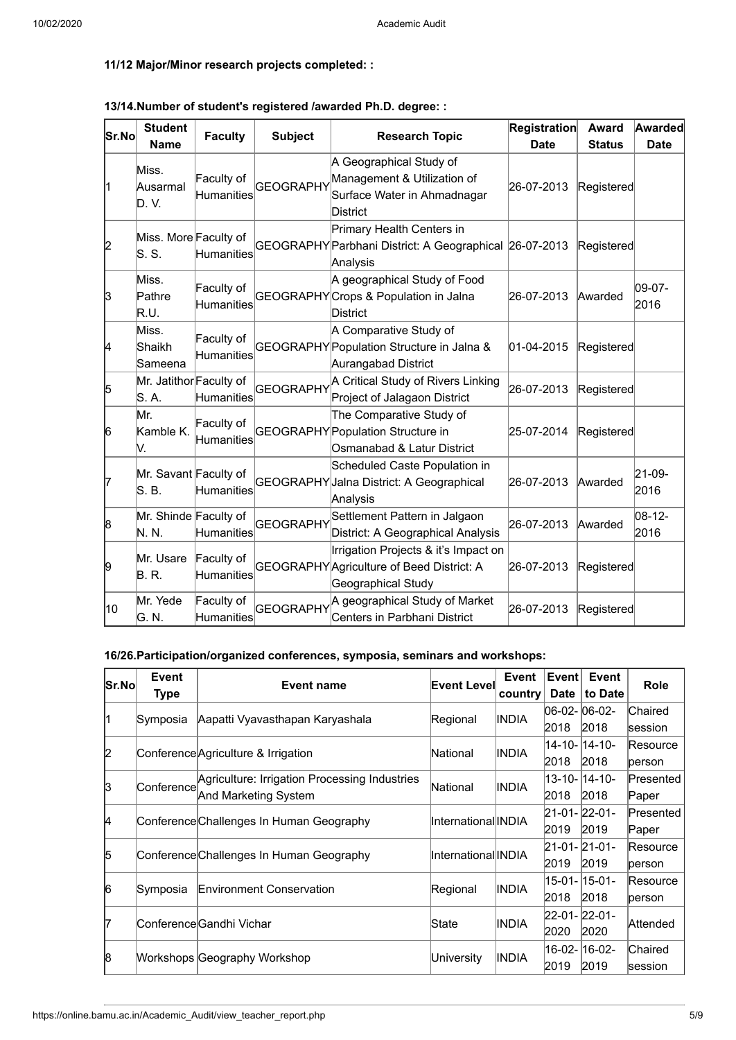**11/12 Major/Minor research projects completed: :**

**13/14.Number of student's registered /awarded Ph.D. degree: :**

| Sr.No | Student Name | Faculty | Subject | Research Topic | Registration Date | Award Status | Awarded Date |
|---|---|---|---|---|---|---|---|
| 1 | Miss. Ausarmal D. V. | Faculty of Humanities | GEOGRAPHY | A Geographical Study of Management & Utilization of Surface Water in Ahmadnagar District | 26-07-2013 | Registered | |
| 2 | Miss. More S. S. | Faculty of Humanities | GEOGRAPHY | Primary Health Centers in Parbhani District: A Geographical Analysis | 26-07-2013 | Registered | |
| 3 | Miss. Pathre R.U. | Faculty of Humanities | GEOGRAPHY | A geographical Study of Food Crops & Population in Jalna District | 26-07-2013 | Awarded | 09-07-2016 |
| 4 | Miss. Shaikh Sameena | Faculty of Humanities | GEOGRAPHY | A Comparative Study of Population Structure in Jalna & Aurangabad District | 01-04-2015 | Registered | |
| 5 | Mr. Jatithor S. A. | Faculty of Humanities | GEOGRAPHY | A Critical Study of Rivers Linking Project of Jalagaon District | 26-07-2013 | Registered | |
| 6 | Mr. Kamble K. V. | Faculty of Humanities | GEOGRAPHY | The Comparative Study of Population Structure in Osmanabad & Latur District | 25-07-2014 | Registered | |
| 7 | Mr. Savant S. B. | Faculty of Humanities | GEOGRAPHY | Scheduled Caste Population in Jalna District: A Geographical Analysis | 26-07-2013 | Awarded | 21-09-2016 |
| 8 | Mr. Shinde N. N. | Faculty of Humanities | GEOGRAPHY | Settlement Pattern in Jalgaon District: A Geographical Analysis | 26-07-2013 | Awarded | 08-12-2016 |
| 9 | Mr. Usare B. R. | Faculty of Humanities | GEOGRAPHY | Irrigation Projects & it's Impact on Agriculture of Beed District: A Geographical Study | 26-07-2013 | Registered | |
| 10 | Mr. Yede G. N. | Faculty of Humanities | GEOGRAPHY | A geographical Study of Market Centers in Parbhani District | 26-07-2013 | Registered | |

**16/26.Participation/organized conferences, symposia, seminars and workshops:**

| Sr.No | Event Type | Event name | Event Level | Event country | Event Date | Event to Date | Role |
|---|---|---|---|---|---|---|---|
| 1 | Symposia | Aapatti Vyavasthapan Karyashala | Regional | INDIA | 06-02-2018 | 06-02-2018 | Chaired session |
| 2 | Conference | Agriculture & Irrigation | National | INDIA | 14-10-2018 | 14-10-2018 | Resource person |
| 3 | Conference | Agriculture: Irrigation Processing Industries And Marketing System | National | INDIA | 13-10-2018 | 14-10-2018 | Presented Paper |
| 4 | Conference | Challenges In Human Geography | International | INDIA | 21-01-2019 | 22-01-2019 | Presented Paper |
| 5 | Conference | Challenges In Human Geography | International | INDIA | 21-01-2019 | 21-01-2019 | Resource person |
| 6 | Symposia | Environment Conservation | Regional | INDIA | 15-01-2018 | 15-01-2018 | Resource person |
| 7 | Conference | Gandhi Vichar | State | INDIA | 22-01-2020 | 22-01-2020 | Attended |
| 8 | Workshops | Geography Workshop | University | INDIA | 16-02-2019 | 16-02-2019 | Chaired session |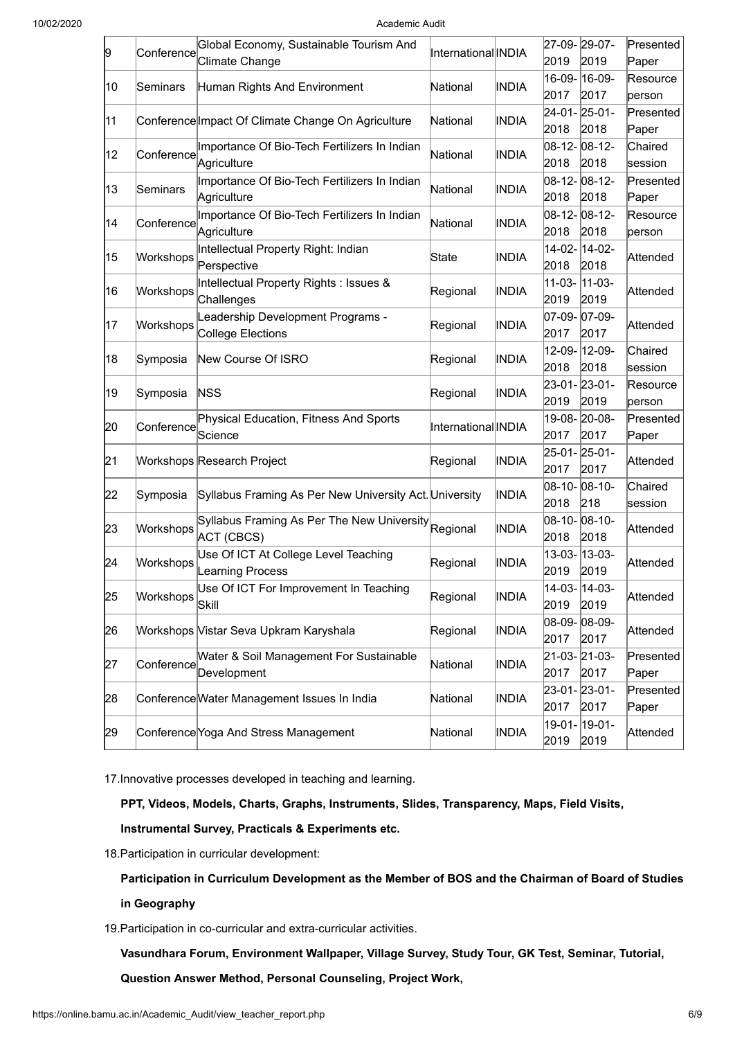| 9 | Conference | Global Economy, Sustainable Tourism And Climate Change | International | INDIA | 27-09-2019 | 29-07-2019 | Presented Paper |
|---|---|---|---|---|---|---|---|
| 10 | Seminars | Human Rights And Environment | National | INDIA | 16-09-2017 | 16-09-2017 | Resource person |
| 11 | Conference | Impact Of Climate Change On Agriculture | National | INDIA | 24-01-2018 | 25-01-2018 | Presented Paper |
| 12 | Conference | Importance Of Bio-Tech Fertilizers In Indian Agriculture | National | INDIA | 08-12-2018 | 08-12-2018 | Chaired session |
| 13 | Seminars | Importance Of Bio-Tech Fertilizers In Indian Agriculture | National | INDIA | 08-12-2018 | 08-12-2018 | Presented Paper |
| 14 | Conference | Importance Of Bio-Tech Fertilizers In Indian Agriculture | National | INDIA | 08-12-2018 | 08-12-2018 | Resource person |
| 15 | Workshops | Intellectual Property Right: Indian Perspective | State | INDIA | 14-02-2018 | 14-02-2018 | Attended |
| 16 | Workshops | Intellectual Property Rights : Issues & Challenges | Regional | INDIA | 11-03-2019 | 11-03-2019 | Attended |
| 17 | Workshops | Leadership Development Programs - College Elections | Regional | INDIA | 07-09-2017 | 07-09-2017 | Attended |
| 18 | Symposia | New Course Of ISRO | Regional | INDIA | 12-09-2018 | 12-09-2018 | Chaired session |
| 19 | Symposia | NSS | Regional | INDIA | 23-01-2019 | 23-01-2019 | Resource person |
| 20 | Conference | Physical Education, Fitness And Sports Science | International | INDIA | 19-08-2017 | 20-08-2017 | Presented Paper |
| 21 | Workshops | Research Project | Regional | INDIA | 25-01-2017 | 25-01-2017 | Attended |
| 22 | Symposia | Syllabus Framing As Per New University Act. | University | INDIA | 08-10-2018 | 08-10-218 | Chaired session |
| 23 | Workshops | Syllabus Framing As Per The New University ACT (CBCS) | Regional | INDIA | 08-10-2018 | 08-10-2018 | Attended |
| 24 | Workshops | Use Of ICT At College Level Teaching Learning Process | Regional | INDIA | 13-03-2019 | 13-03-2019 | Attended |
| 25 | Workshops | Use Of ICT For Improvement In Teaching Skill | Regional | INDIA | 14-03-2019 | 14-03-2019 | Attended |
| 26 | Workshops | Vistar Seva Upkram Karyshala | Regional | INDIA | 08-09-2017 | 08-09-2017 | Attended |
| 27 | Conference | Water & Soil Management For Sustainable Development | National | INDIA | 21-03-2017 | 21-03-2017 | Presented Paper |
| 28 | Conference | Water Management Issues In India | National | INDIA | 23-01-2017 | 23-01-2017 | Presented Paper |
| 29 | Conference | Yoga And Stress Management | National | INDIA | 19-01-2019 | 19-01-2019 | Attended |

17.Innovative processes developed in teaching and learning.

**PPT, Videos, Models, Charts, Graphs, Instruments, Slides, Transparency, Maps, Field Visits, Instrumental Survey, Practicals & Experiments etc.**

18.Participation in curricular development:

**Participation in Curriculum Development as the Member of BOS and the Chairman of Board of Studies in Geography**

19.Participation in co-curricular and extra-curricular activities.

**Vasundhara Forum, Environment Wallpaper, Village Survey, Study Tour, GK Test, Seminar, Tutorial, Question Answer Method, Personal Counseling, Project Work,**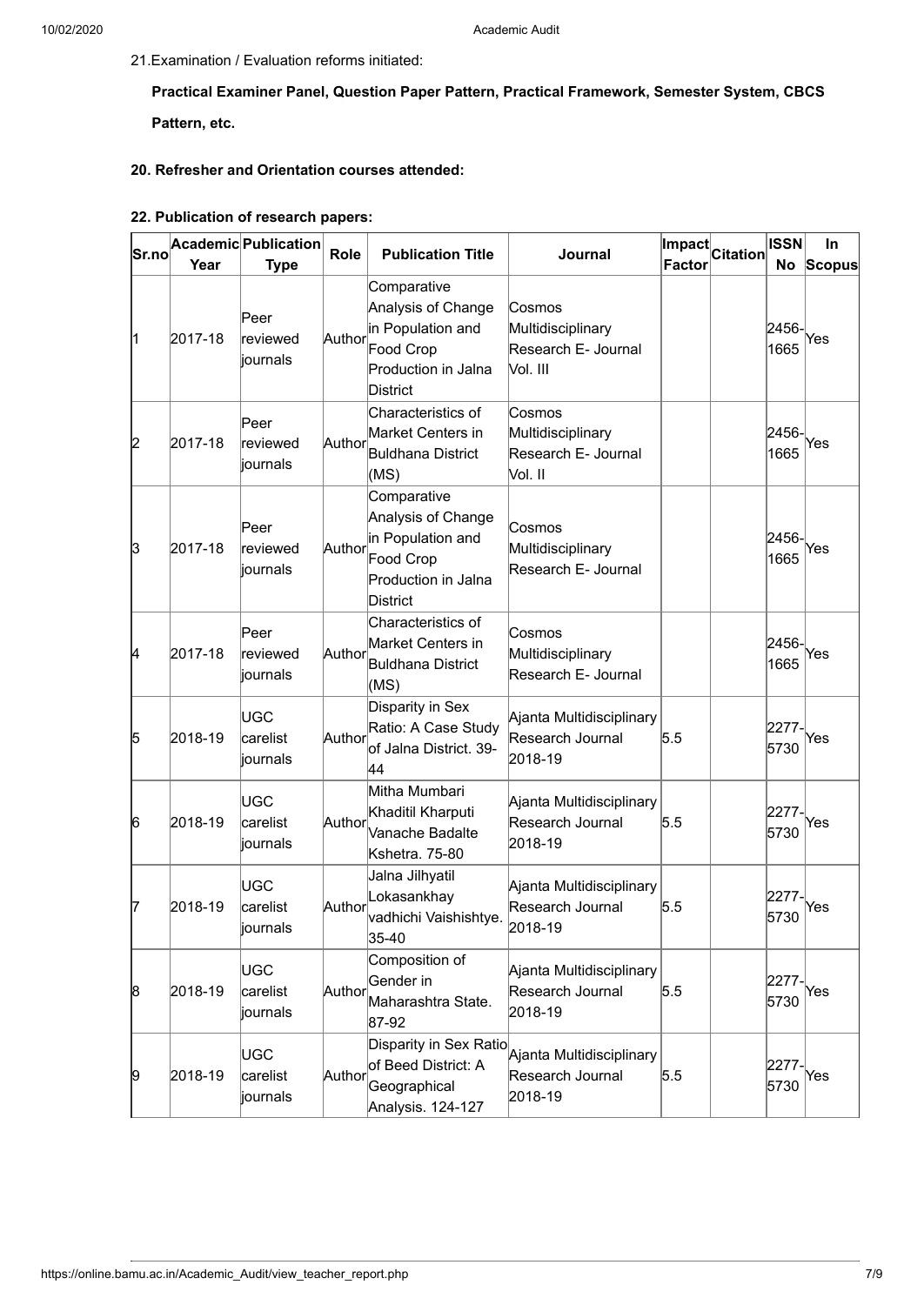21.Examination / Evaluation reforms initiated:

**Practical Examiner Panel, Question Paper Pattern, Practical Framework, Semester System, CBCS Pattern, etc.**

**20. Refresher and Orientation courses attended:**

**22. Publication of research papers:**

| Sr.no | Academic Year | Publication Type | Role | Publication Title | Journal | Impact Factor | Citation | ISSN No | In Scopus |
|---|---|---|---|---|---|---|---|---|---|
| 1 | 2017-18 | Peer reviewed journals | Author | Comparative Analysis of Change in Population and Food Crop Production in Jalna District | Cosmos Multidisciplinary Research E- Journal Vol. III | | | 2456-1665 | Yes |
| 2 | 2017-18 | Peer reviewed journals | Author | Characteristics of Market Centers in Buldhana District (MS) | Cosmos Multidisciplinary Research E- Journal Vol. II | | | 2456-1665 | Yes |
| 3 | 2017-18 | Peer reviewed journals | Author | Comparative Analysis of Change in Population and Food Crop Production in Jalna District | Cosmos Multidisciplinary Research E- Journal | | | 2456-1665 | Yes |
| 4 | 2017-18 | Peer reviewed journals | Author | Characteristics of Market Centers in Buldhana District (MS) | Cosmos Multidisciplinary Research E- Journal | | | 2456-1665 | Yes |
| 5 | 2018-19 | UGC carelist journals | Author | Disparity in Sex Ratio: A Case Study of Jalna District. 39-44 | Ajanta Multidisciplinary Research Journal 2018-19 | 5.5 | | 2277-5730 | Yes |
| 6 | 2018-19 | UGC carelist journals | Author | Mitha Mumbari Khaditil Kharputi Vanache Badalte Kshetra. 75-80 | Ajanta Multidisciplinary Research Journal 2018-19 | 5.5 | | 2277-5730 | Yes |
| 7 | 2018-19 | UGC carelist journals | Author | Jalna Jilhyatil Lokasankhay vadhichi Vaishishtye. 35-40 | Ajanta Multidisciplinary Research Journal 2018-19 | 5.5 | | 2277-5730 | Yes |
| 8 | 2018-19 | UGC carelist journals | Author | Composition of Gender in Maharashtra State. 87-92 | Ajanta Multidisciplinary Research Journal 2018-19 | 5.5 | | 2277-5730 | Yes |
| 9 | 2018-19 | UGC carelist journals | Author | Disparity in Sex Ratio of Beed District: A Geographical Analysis. 124-127 | Ajanta Multidisciplinary Research Journal 2018-19 | 5.5 | | 2277-5730 | Yes |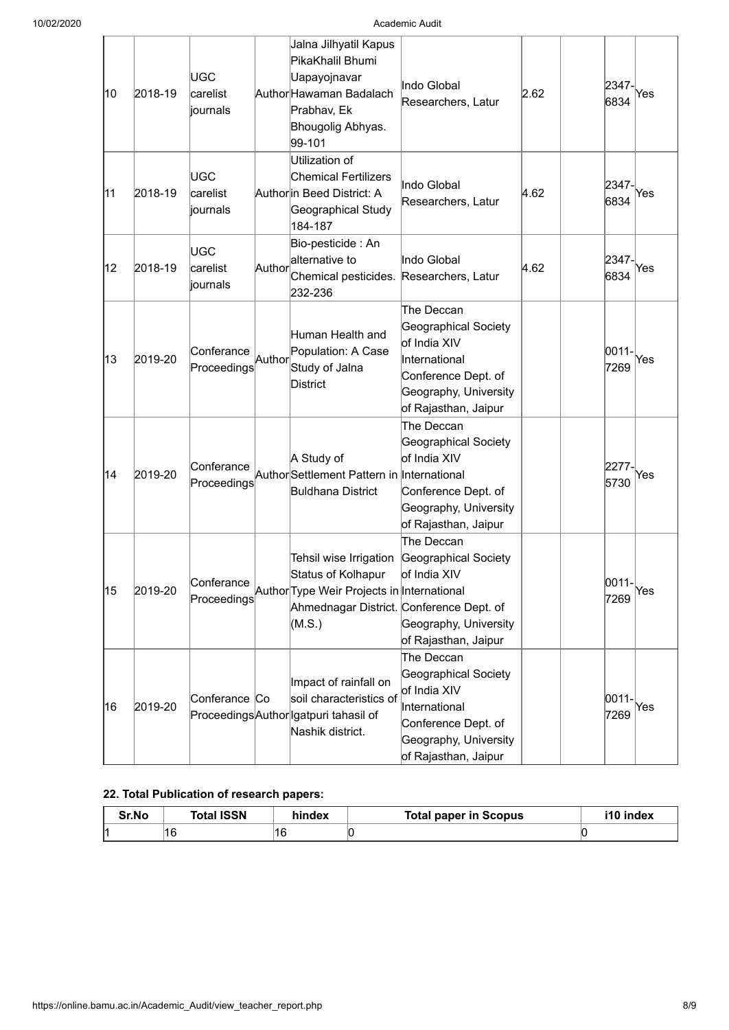| 10 | 2018-19 | UGC carelist journals | Author | Jalna Jilhyatil Kapus PikaKhalil Bhumi Uapayojnavar Hawaman Badalach Prabhav, Ek Bhougolig Abhyas. 99-101 | Indo Global Researchers, Latur | 2.62 | | 2347-6834 | Yes |
|---|---|---|---|---|---|---|---|---|---|
| 11 | 2018-19 | UGC carelist journals | Author | Utilization of Chemical Fertilizers in Beed District: A Geographical Study 184-187 | Indo Global Researchers, Latur | 4.62 | | 2347-6834 | Yes |
| 12 | 2018-19 | UGC carelist journals | Author | Bio-pesticide : An alternative to Chemical pesticides. 232-236 | Indo Global Researchers, Latur | 4.62 | | 2347-6834 | Yes |
| 13 | 2019-20 | Conferance Proceedings | Author | Human Health and Population: A Case Study of Jalna District | The Deccan Geographical Society of India XIV International Conference Dept. of Geography, University of Rajasthan, Jaipur | | | 0011-7269 | Yes |
| 14 | 2019-20 | Conferance Proceedings | Author | A Study of Settlement Pattern in Buldhana District | The Deccan Geographical Society of India XIV International Conference Dept. of Geography, University of Rajasthan, Jaipur | | | 2277-5730 | Yes |
| 15 | 2019-20 | Conferance Proceedings | Author | Tehsil wise Irrigation Status of Kolhapur Type Weir Projects in Ahmednagar District. (M.S.) | The Deccan Geographical Society of India XIV International Conference Dept. of Geography, University of Rajasthan, Jaipur | | | 0011-7269 | Yes |
| 16 | 2019-20 | Conferance Proceedings | Co Author | Impact of rainfall on soil characteristics of Igatpuri tahasil of Nashik district. | The Deccan Geographical Society of India XIV International Conference Dept. of Geography, University of Rajasthan, Jaipur | | | 0011-7269 | Yes |

### 22. Total Publication of research papers:

| Sr.No | Total ISSN | hindex | Total paper in Scopus | i10 index |
|---|---|---|---|---|
| 1 | 16 | 16 | 0 | 0 |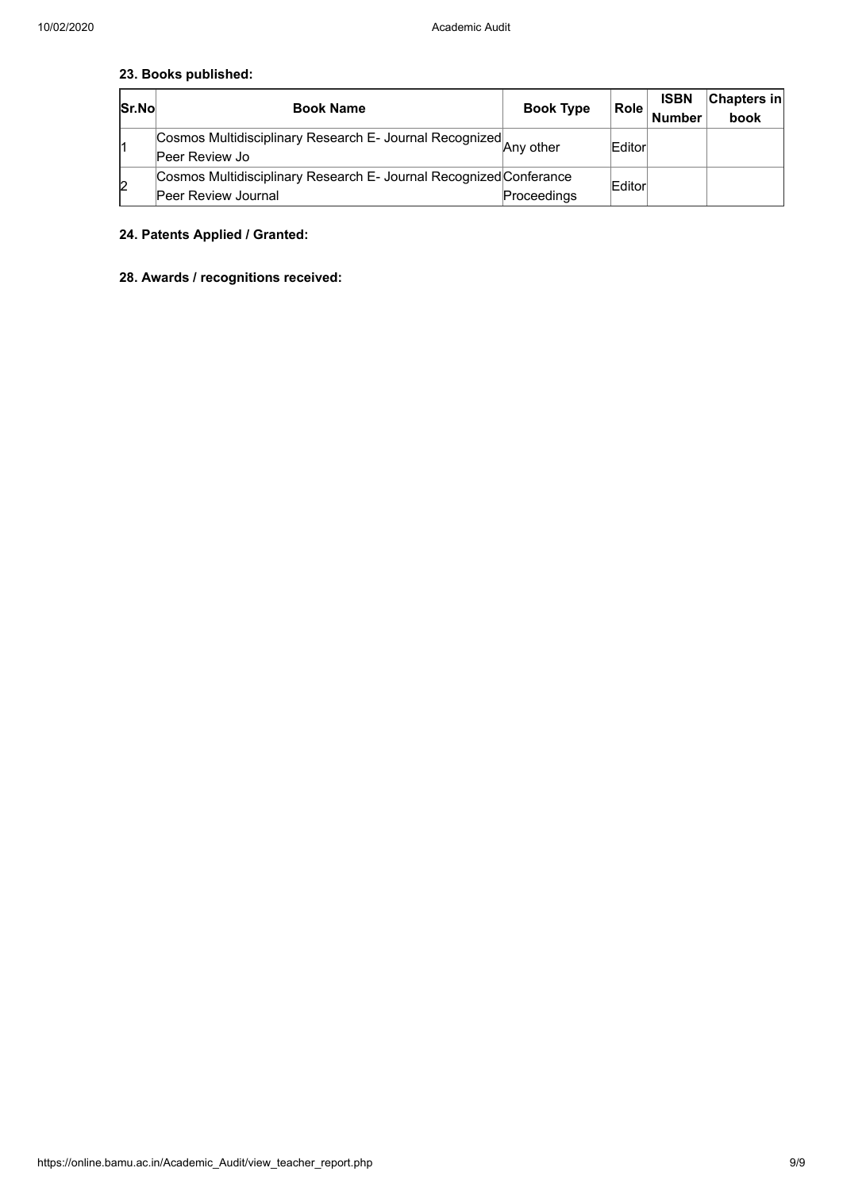**23. Books published:**

| Sr.No | Book Name | Book Type | Role | ISBN Number | Chapters in book |
|---|---|---|---|---|---|
| 1 | Cosmos Multidisciplinary Research E- Journal Recognized Peer Review Jo | Any other | Editor | | |
| 2 | Cosmos Multidisciplinary Research E- Journal Recognized Peer Review Journal | Conferance Proceedings | Editor | | |

**24. Patents Applied / Granted:**

**28. Awards / recognitions received:**